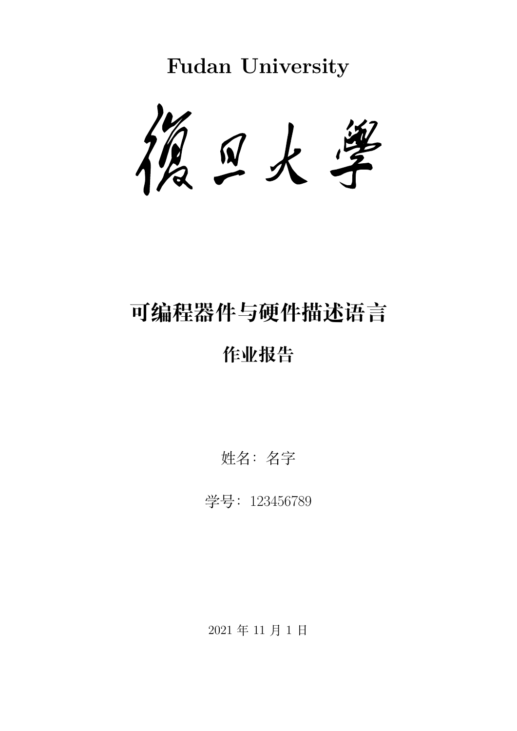**Fudan University**

復旦大學

# 可编程器件与硬件描述语言

## 作业报告

姓名：名字

学号：123456789

2021 年 11 月 1 日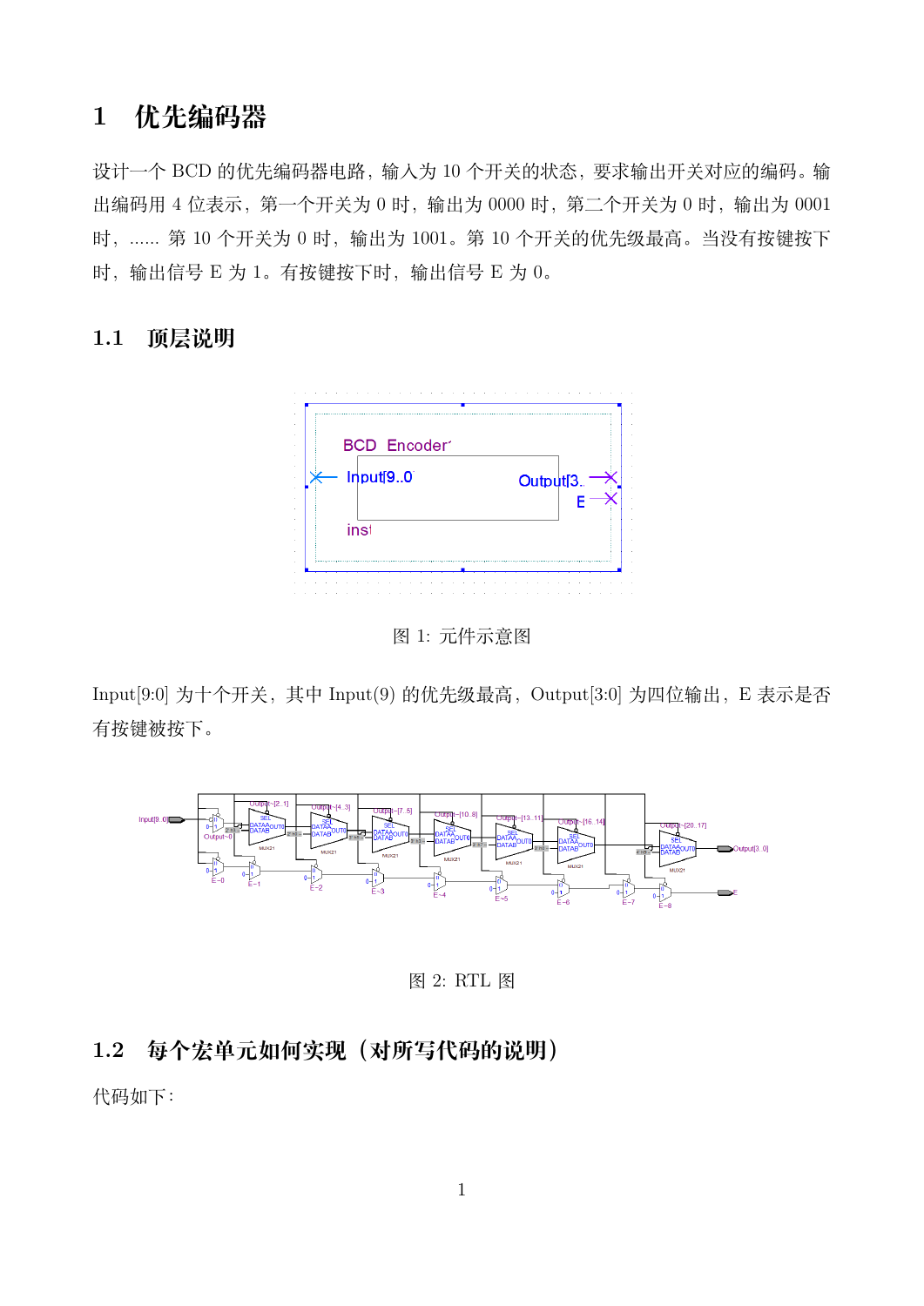# 1 优先编码器

设计一个 BCD 的优先编码器电路，输入为 10 个开关的状态，要求输出开关对应的编码。输出编码用 4 位表示，第一个开关为 0 时，输出为 0000 时，第二个开关为 0 时，输出为 0001 时，...... 第 10 个开关为 0 时，输出为 1001。第 10 个开关的优先级最高。当没有按键按下时，输出信号 E 为 1。有按键按下时，输出信号 E 为 0。

## 1.1 顶层说明

图 1: 元件示意图

Input[9:0] 为十个开关，其中 Input(9) 的优先级最高，Output[3:0] 为四位输出，E 表示是否有按键被按下。

图 2: RTL 图

## 1.2 每个宏单元如何实现（对所写代码的说明）

代码如下：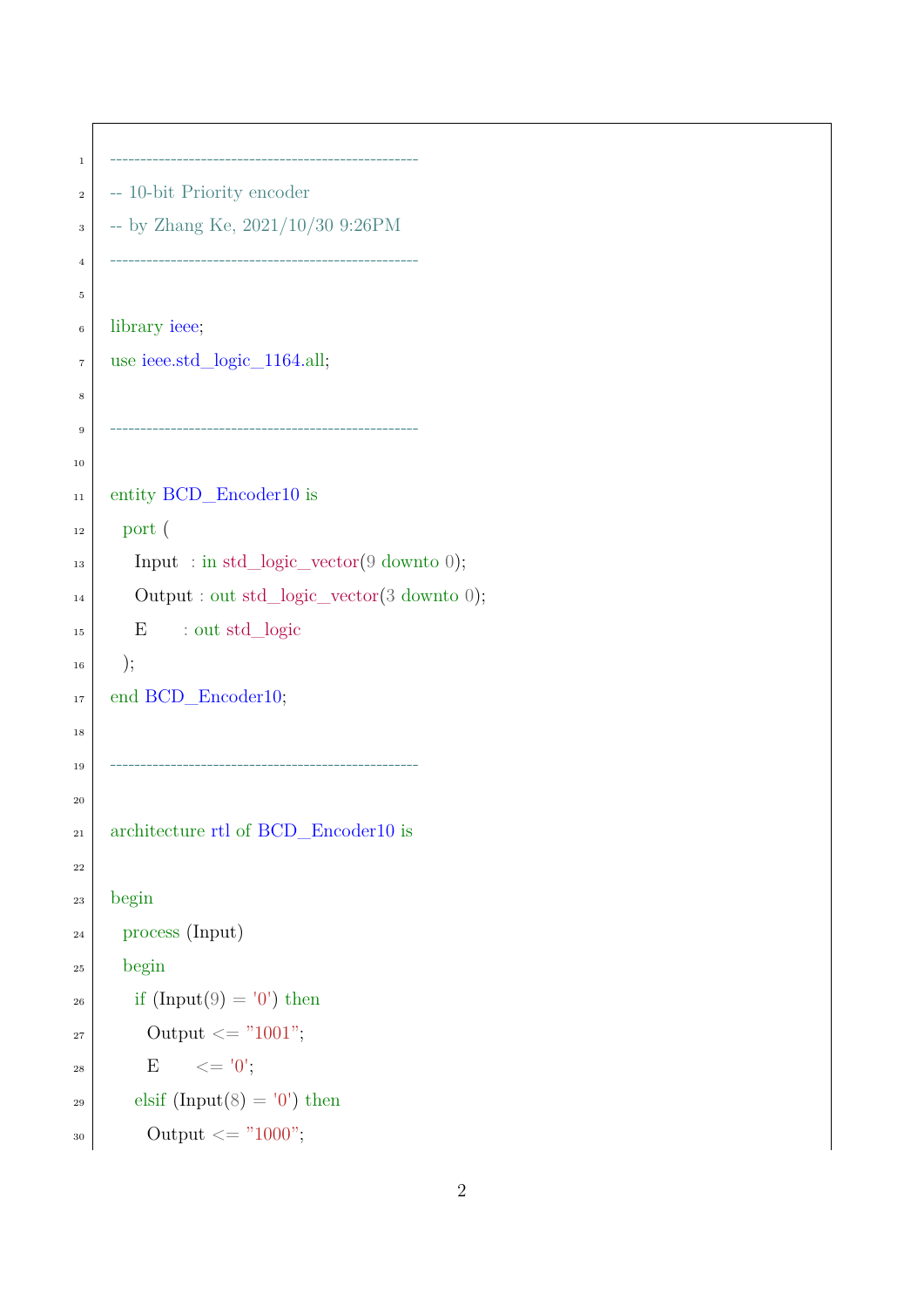```vhdl
--------------------------------------------------
-- 10-bit Priority encoder
-- by Zhang Ke, 2021/10/30 9:26PM
--------------------------------------------------

library ieee;
use ieee.std_logic_1164.all;

--------------------------------------------------

entity BCD_Encoder10 is
  port (
    Input  : in std_logic_vector(9 downto 0);
    Output : out std_logic_vector(3 downto 0);
    E      : out std_logic
  );
end BCD_Encoder10;

--------------------------------------------------

architecture rtl of BCD_Encoder10 is

begin
  process (Input)
  begin
    if (Input(9) = '0') then
      Output <= "1001";
      E      <= '0';
    elsif (Input(8) = '0') then
      Output <= "1000";
```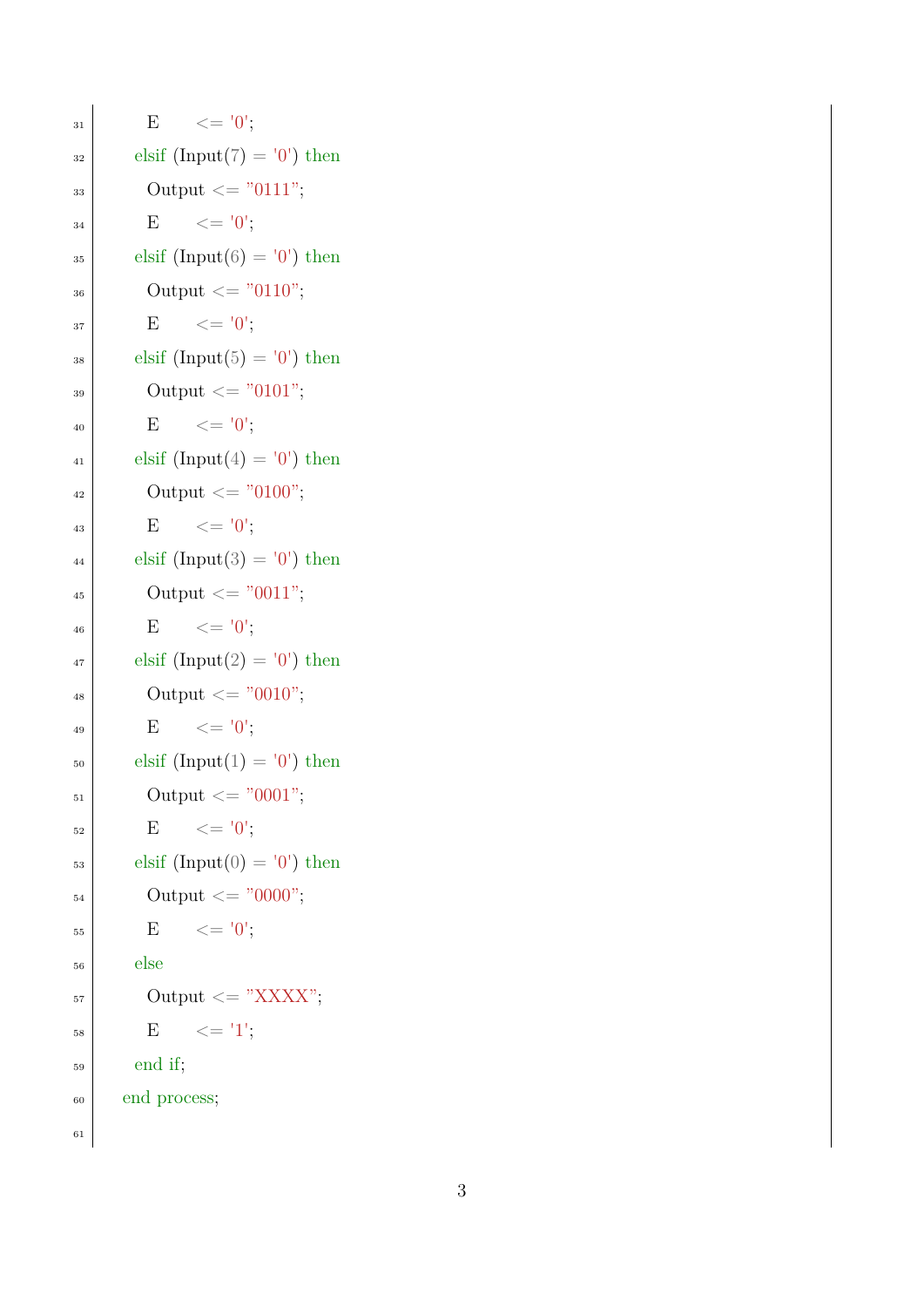```vhdl
      E      <= '0';
    elsif (Input(7) = '0') then
      Output <= "0111";
      E      <= '0';
    elsif (Input(6) = '0') then
      Output <= "0110";
      E      <= '0';
    elsif (Input(5) = '0') then
      Output <= "0101";
      E      <= '0';
    elsif (Input(4) = '0') then
      Output <= "0100";
      E      <= '0';
    elsif (Input(3) = '0') then
      Output <= "0011";
      E      <= '0';
    elsif (Input(2) = '0') then
      Output <= "0010";
      E      <= '0';
    elsif (Input(1) = '0') then
      Output <= "0001";
      E      <= '0';
    elsif (Input(0) = '0') then
      Output <= "0000";
      E      <= '0';
    else
      Output <= "XXXX";
      E      <= '1';
    end if;
  end process;

```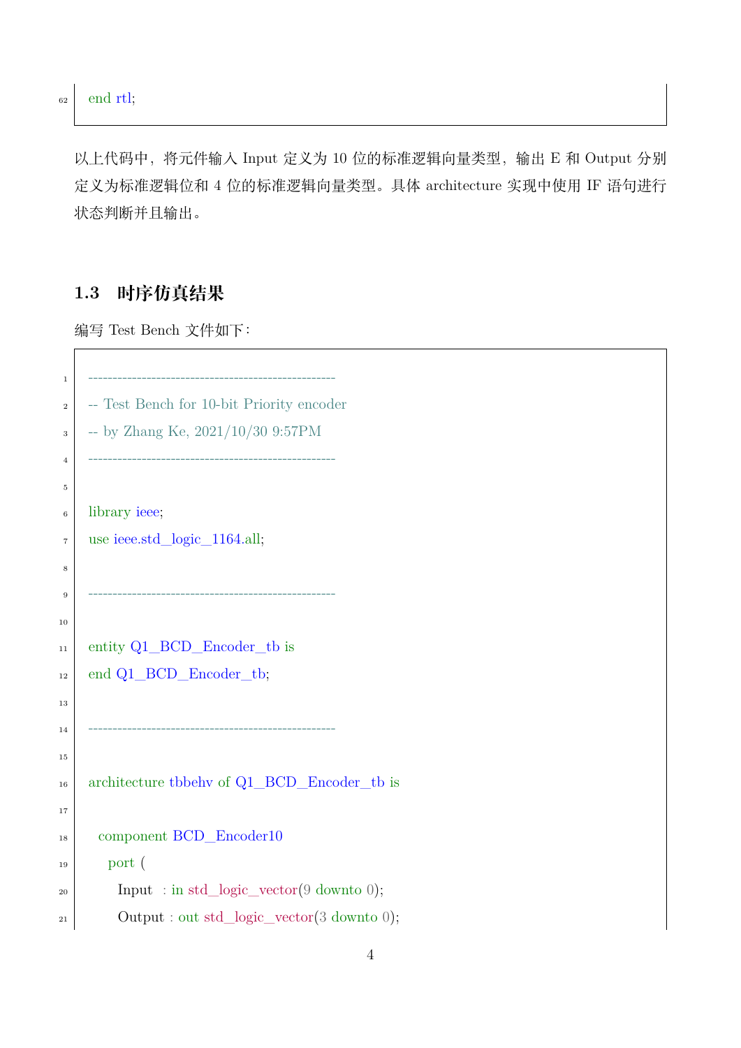```
end rtl;
```

以上代码中，将元件输入 Input 定义为 10 位的标准逻辑向量类型，输出 E 和 Output 分别定义为标准逻辑位和 4 位的标准逻辑向量类型。具体 architecture 实现中使用 IF 语句进行状态判断并且输出。

### 1.3 时序仿真结果

编写 Test Bench 文件如下：

```
--------------------------------------------------
-- Test Bench for 10-bit Priority encoder
-- by Zhang Ke, 2021/10/30 9:57PM
--------------------------------------------------

library ieee;
use ieee.std_logic_1164.all;

--------------------------------------------------

entity Q1_BCD_Encoder_tb is
end Q1_BCD_Encoder_tb;

--------------------------------------------------

architecture tbbehv of Q1_BCD_Encoder_tb is

  component BCD_Encoder10
    port (
      Input  : in std_logic_vector(9 downto 0);
      Output : out std_logic_vector(3 downto 0);
```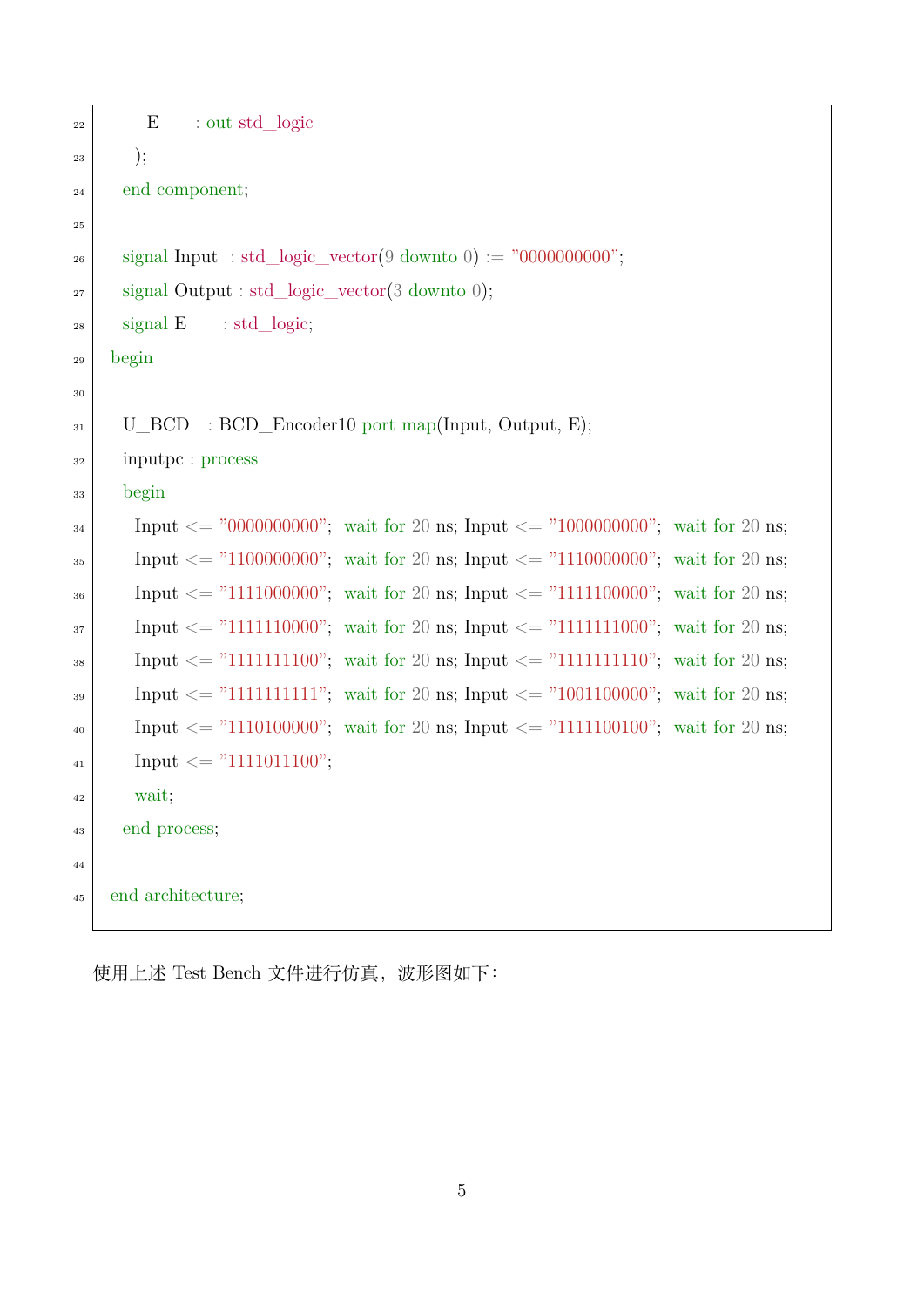```vhdl
        E       : out std_logic
      );
  end component;

  signal Input  : std_logic_vector(9 downto 0) := "0000000000";
  signal Output : std_logic_vector(3 downto 0);
  signal E      : std_logic;
begin

  U_BCD   : BCD_Encoder10 port map(Input, Output, E);
  inputpc : process
  begin
    Input <= "0000000000";  wait for 20 ns; Input <= "1000000000";  wait for 20 ns;
    Input <= "1100000000";  wait for 20 ns; Input <= "1110000000";  wait for 20 ns;
    Input <= "1111000000";  wait for 20 ns; Input <= "1111100000";  wait for 20 ns;
    Input <= "1111110000";  wait for 20 ns; Input <= "1111111000";  wait for 20 ns;
    Input <= "1111111100";  wait for 20 ns; Input <= "1111111110";  wait for 20 ns;
    Input <= "1111111111";  wait for 20 ns; Input <= "1001100000";  wait for 20 ns;
    Input <= "1110100000";  wait for 20 ns; Input <= "1111100100";  wait for 20 ns;
    Input <= "1111011100";
    wait;
  end process;

end architecture;
```

使用上述 Test Bench 文件进行仿真，波形图如下：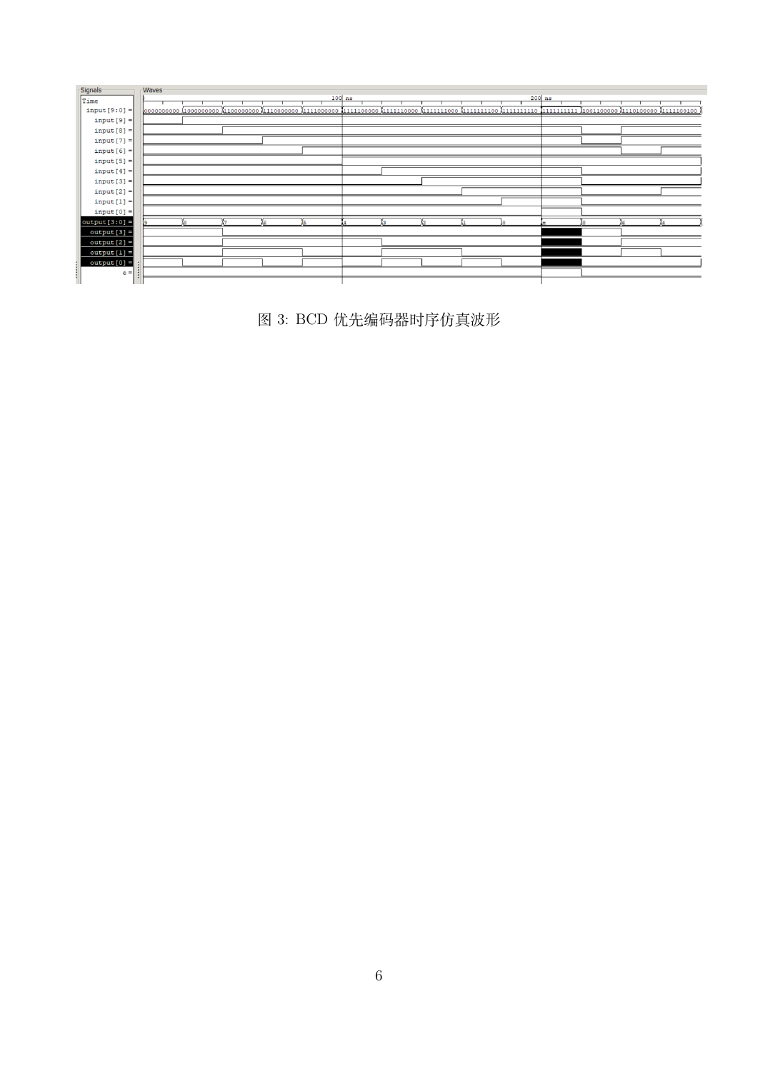Signals

Waves

Time

100 ns

200 ns

input[9:0] =

0000000000 1000000000 1100000000 1110000000 1111000000 1111100000 1111110000 1111111000 1111111100 1111111110 1111111111 1001100000 1110100000 1111100100

input[9] =

input[8] =

input[7] =

input[6] =

input[5] =

input[4] =

input[3] =

input[2] =

input[1] =

input[0] =

output[3:0] =

9 8 7 6 5 4 3 2 1 0 x 8 6 4

output[3] =

output[2] =

output[1] =

output[0] =

e =

图 3: BCD 优先编码器时序仿真波形